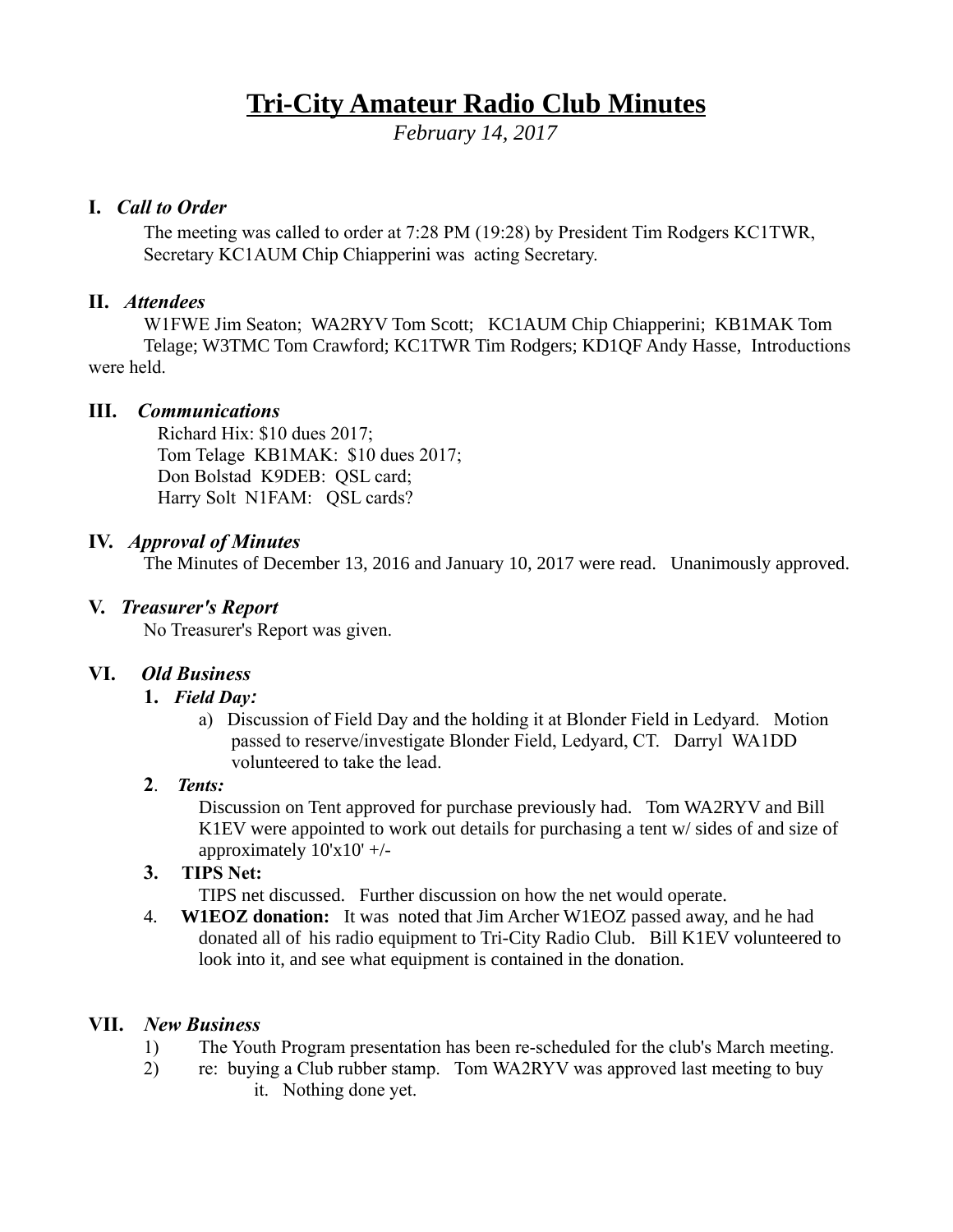# Tri-City Amateur Radio Club Minutes

*February 14, 2017*

## I. *Call to Order*

The meeting was called to order at 7:28 PM (19:28) by President Tim Rodgers KC1TWR, Secretary KC1AUM Chip Chiapperini was acting Secretary.

## II. *Attendees*

W1FWE Jim Seaton; WA2RYV Tom Scott; KC1AUM Chip Chiapperini; KB1MAK Tom Telage; W3TMC Tom Crawford; KC1TWR Tim Rodgers; KD1QF Andy Hasse, Introductions were held.

## III. *Communications*

Richard Hix: $10 dues 2017;
Tom Telage KB1MAK: $10 dues 2017;
Don Bolstad K9DEB: QSL card;
Harry Solt N1FAM: QSL cards?

## IV. *Approval of Minutes*

The Minutes of December 13, 2016 and January 10, 2017 were read. Unanimously approved.

## V. *Treasurer's Report*

No Treasurer's Report was given.

## VI. *Old Business*

**1. *Field Day:***

a) Discussion of Field Day and the holding it at Blonder Field in Ledyard. Motion passed to reserve/investigate Blonder Field, Ledyard, CT. Darryl WA1DD volunteered to take the lead.

**2**. ***Tents:***

Discussion on Tent approved for purchase previously had. Tom WA2RYV and Bill K1EV were appointed to work out details for purchasing a tent w/ sides of and size of approximately 10'x10' +/-

**3. TIPS Net:**

TIPS net discussed. Further discussion on how the net would operate.

4. **W1EOZ donation:** It was noted that Jim Archer W1EOZ passed away, and he had donated all of his radio equipment to Tri-City Radio Club. Bill K1EV volunteered to look into it, and see what equipment is contained in the donation.

## VII. *New Business*

1) The Youth Program presentation has been re-scheduled for the club's March meeting.
2) re: buying a Club rubber stamp. Tom WA2RYV was approved last meeting to buy it. Nothing done yet.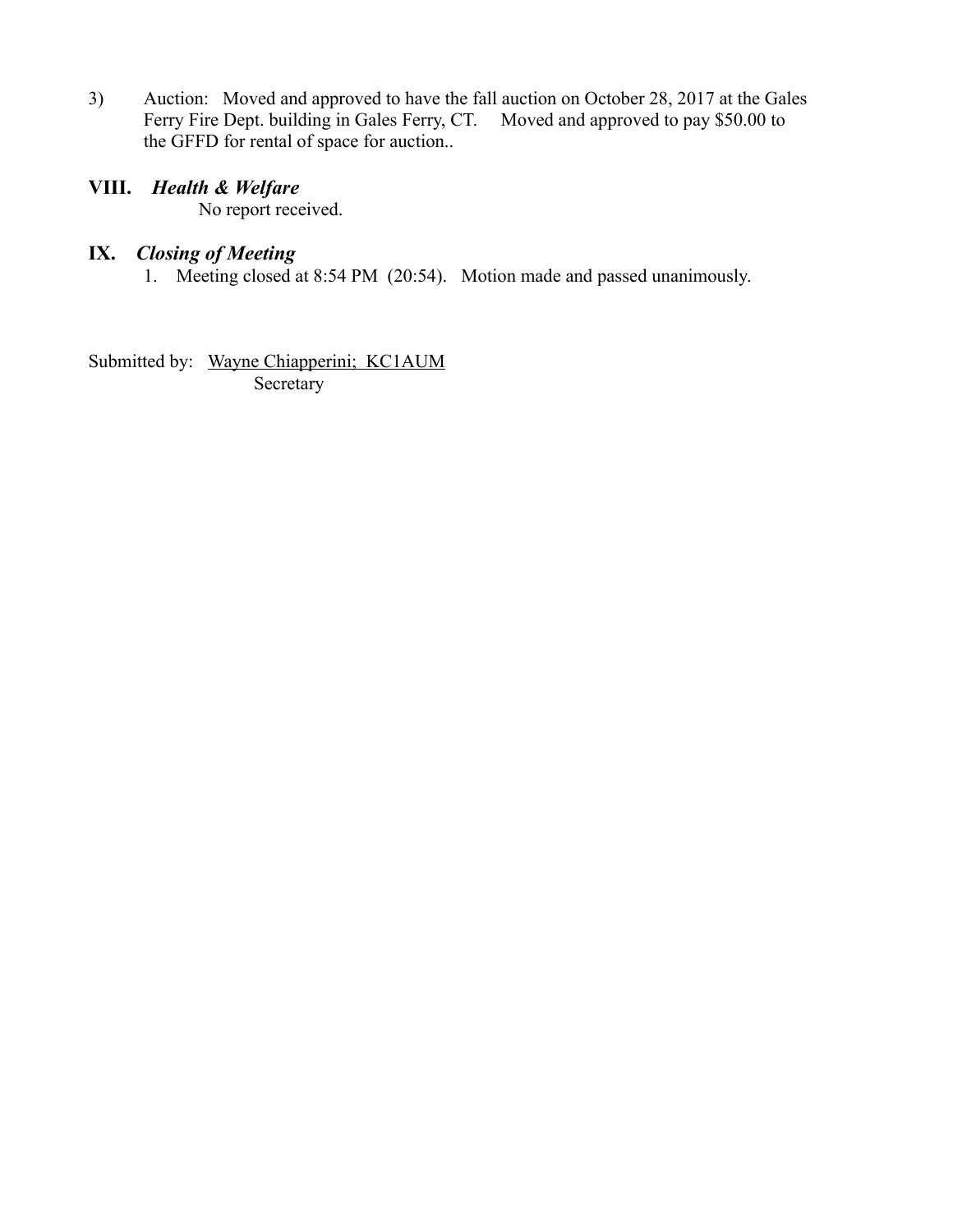3) Auction: Moved and approved to have the fall auction on October 28, 2017 at the Gales Ferry Fire Dept. building in Gales Ferry, CT. Moved and approved to pay $50.00 to the GFFD for rental of space for auction..

## VIII. *Health & Welfare*

No report received.

## IX. *Closing of Meeting*

1. Meeting closed at 8:54 PM (20:54). Motion made and passed unanimously.

Submitted by: Wayne Chiapperini; KC1AUM
Secretary